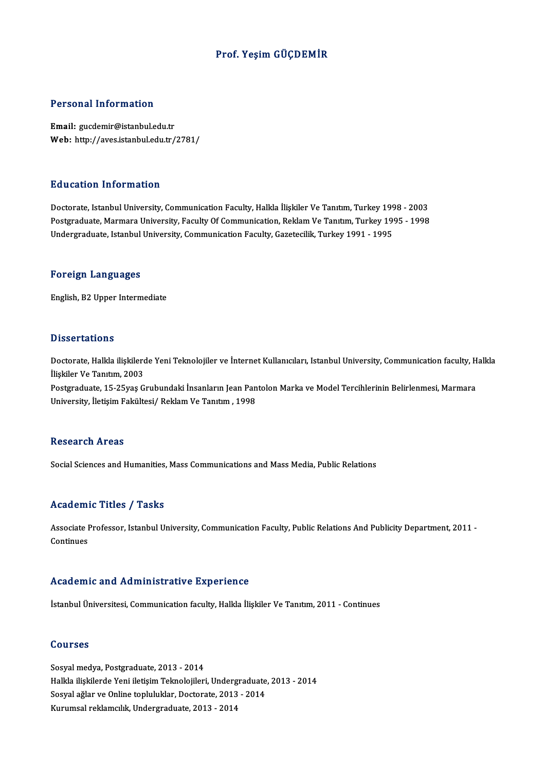# Prof. Yeşim GÜÇDEMİR

## Personal Information

**Email:** gucdemir@istanbul.edu.tr
**Web:** http://aves.istanbul.edu.tr/2781/

## Education Information

Doctorate, Istanbul University, Communication Faculty, Halkla İlişkiler Ve Tanıtım, Turkey 1998 - 2003
Postgraduate, Marmara University, Faculty Of Communication, Reklam Ve Tanıtım, Turkey 1995 - 1998
Undergraduate, Istanbul University, Communication Faculty, Gazetecilik, Turkey 1991 - 1995

## Foreign Languages

English, B2 Upper Intermediate

## Dissertations

Doctorate, Halkla ilişkilerde Yeni Teknolojiler ve İnternet Kullanıcıları, Istanbul University, Communication faculty, Halkla İlişkiler Ve Tanıtım, 2003
Postgraduate, 15-25yaş Grubundaki İnsanların Jean Pantolon Marka ve Model Tercihlerinin Belirlenmesi, Marmara University, İletişim Fakültesi/ Reklam Ve Tanıtım , 1998

## Research Areas

Social Sciences and Humanities, Mass Communications and Mass Media, Public Relations

## Academic Titles / Tasks

Associate Professor, Istanbul University, Communication Faculty, Public Relations And Publicity Department, 2011 - Continues

## Academic and Administrative Experience

İstanbul Üniversitesi, Communication faculty, Halkla İlişkiler Ve Tanıtım, 2011 - Continues

## Courses

Sosyal medya, Postgraduate, 2013 - 2014
Halkla ilişkilerde Yeni iletişim Teknolojileri, Undergraduate, 2013 - 2014
Sosyal ağlar ve Online topluluklar, Doctorate, 2013 - 2014
Kurumsal reklamcılık, Undergraduate, 2013 - 2014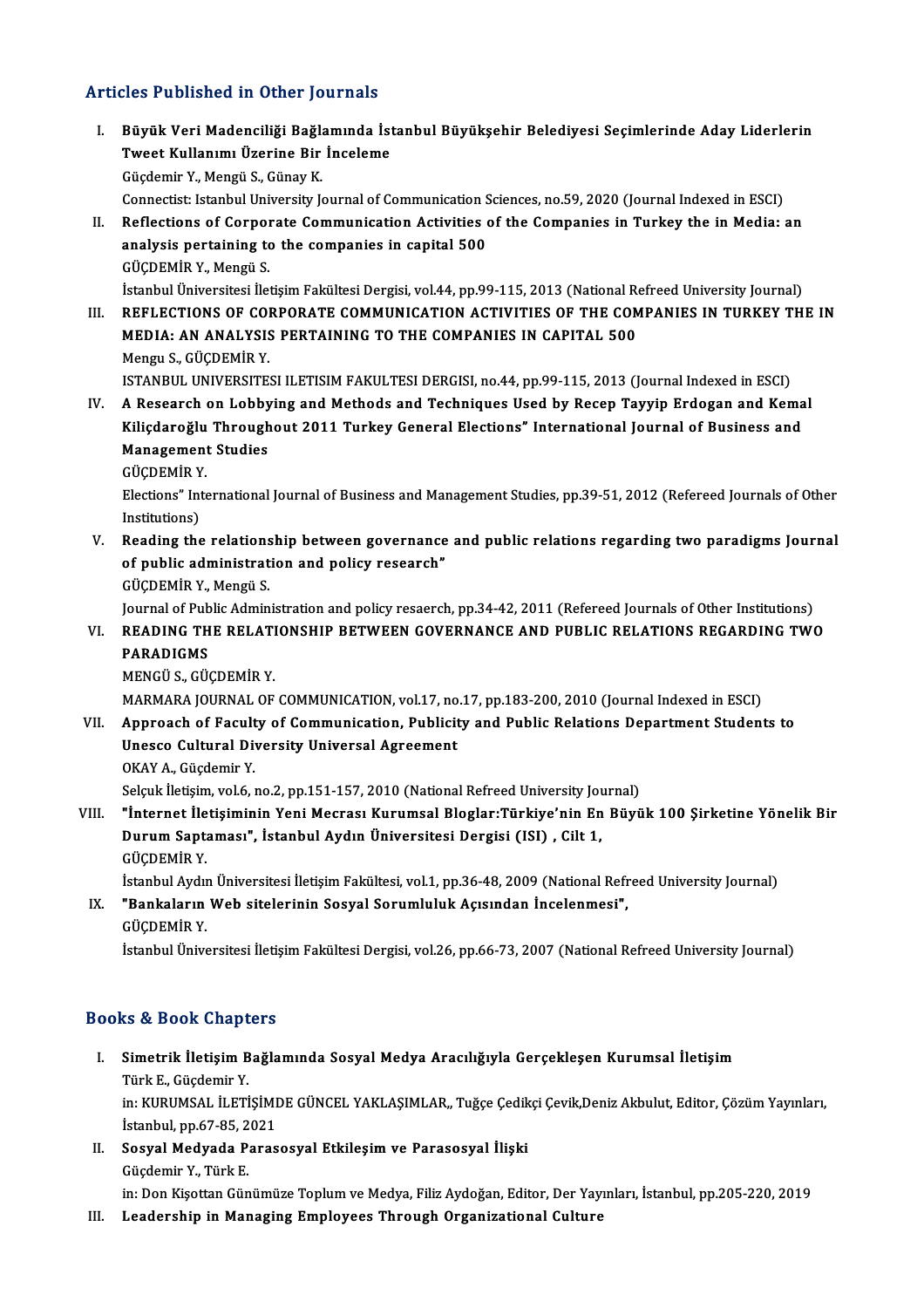## Articles Published in Other Journals

I. **Büyük Veri Madenciliği Bağlamında İstanbul Büyükşehir Belediyesi Seçimlerinde Aday Liderlerin Tweet Kullanımı Üzerine Bir İnceleme**
Güçdemir Y., Mengü S., Günay K.
Connectist: Istanbul University Journal of Communication Sciences, no.59, 2020 (Journal Indexed in ESCI)

II. **Reflections of Corporate Communication Activities of the Companies in Turkey the in Media: an analysis pertaining to the companies in capital 500**
GÜÇDEMİR Y., Mengü S.
İstanbul Üniversitesi İletişim Fakültesi Dergisi, vol.44, pp.99-115, 2013 (National Refreed University Journal)

III. **REFLECTIONS OF CORPORATE COMMUNICATION ACTIVITIES OF THE COMPANIES IN TURKEY THE IN MEDIA: AN ANALYSIS PERTAINING TO THE COMPANIES IN CAPITAL 500**
Mengu S., GÜÇDEMİR Y.
ISTANBUL UNIVERSITESI ILETISIM FAKULTESI DERGISI, no.44, pp.99-115, 2013 (Journal Indexed in ESCI)

IV. **A Research on Lobbying and Methods and Techniques Used by Recep Tayyip Erdogan and Kemal Kiliçdaroğlu Throughout 2011 Turkey General Elections" International Journal of Business and Management Studies**
GÜÇDEMİR Y.
Elections" International Journal of Business and Management Studies, pp.39-51, 2012 (Refereed Journals of Other Institutions)

V. **Reading the relationship between governance and public relations regarding two paradigms Journal of public administration and policy research"**
GÜÇDEMİR Y., Mengü S.
Journal of Public Administration and policy resaerch, pp.34-42, 2011 (Refereed Journals of Other Institutions)

VI. **READING THE RELATIONSHIP BETWEEN GOVERNANCE AND PUBLIC RELATIONS REGARDING TWO PARADIGMS**
MENGÜ S., GÜÇDEMİR Y.
MARMARA JOURNAL OF COMMUNICATION, vol.17, no.17, pp.183-200, 2010 (Journal Indexed in ESCI)

VII. **Approach of Faculty of Communication, Publicity and Public Relations Department Students to Unesco Cultural Diversity Universal Agreement**
OKAY A., Güçdemir Y.
Selçuk İletişim, vol.6, no.2, pp.151-157, 2010 (National Refreed University Journal)

VIII. **"İnternet İletişiminin Yeni Mecrası Kurumsal Bloglar:Türkiye'nin En Büyük 100 Şirketine Yönelik Bir Durum Saptaması", İstanbul Aydın Üniversitesi Dergisi (ISI) , Cilt 1,**
GÜÇDEMİR Y.
İstanbul Aydın Üniversitesi İletişim Fakültesi, vol.1, pp.36-48, 2009 (National Refreed University Journal)

IX. **"Bankaların Web sitelerinin Sosyal Sorumluluk Açısından İncelenmesi",**
GÜÇDEMİR Y.
İstanbul Üniversitesi İletişim Fakültesi Dergisi, vol.26, pp.66-73, 2007 (National Refreed University Journal)

## Books & Book Chapters

I. **Simetrik İletişim Bağlamında Sosyal Medya Aracılığıyla Gerçekleşen Kurumsal İletişim**
Türk E., Güçdemir Y.
in: KURUMSAL İLETİŞİMDE GÜNCEL YAKLAŞIMLAR,, Tuğçe Çedikçi Çevik,Deniz Akbulut, Editor, Çözüm Yayınları, İstanbul, pp.67-85, 2021

II. **Sosyal Medyada Parasosyal Etkileşim ve Parasosyal İlişki**
Güçdemir Y., Türk E.
in: Don Kişottan Günümüze Toplum ve Medya, Filiz Aydoğan, Editor, Der Yayınları, İstanbul, pp.205-220, 2019

III. **Leadership in Managing Employees Through Organizational Culture**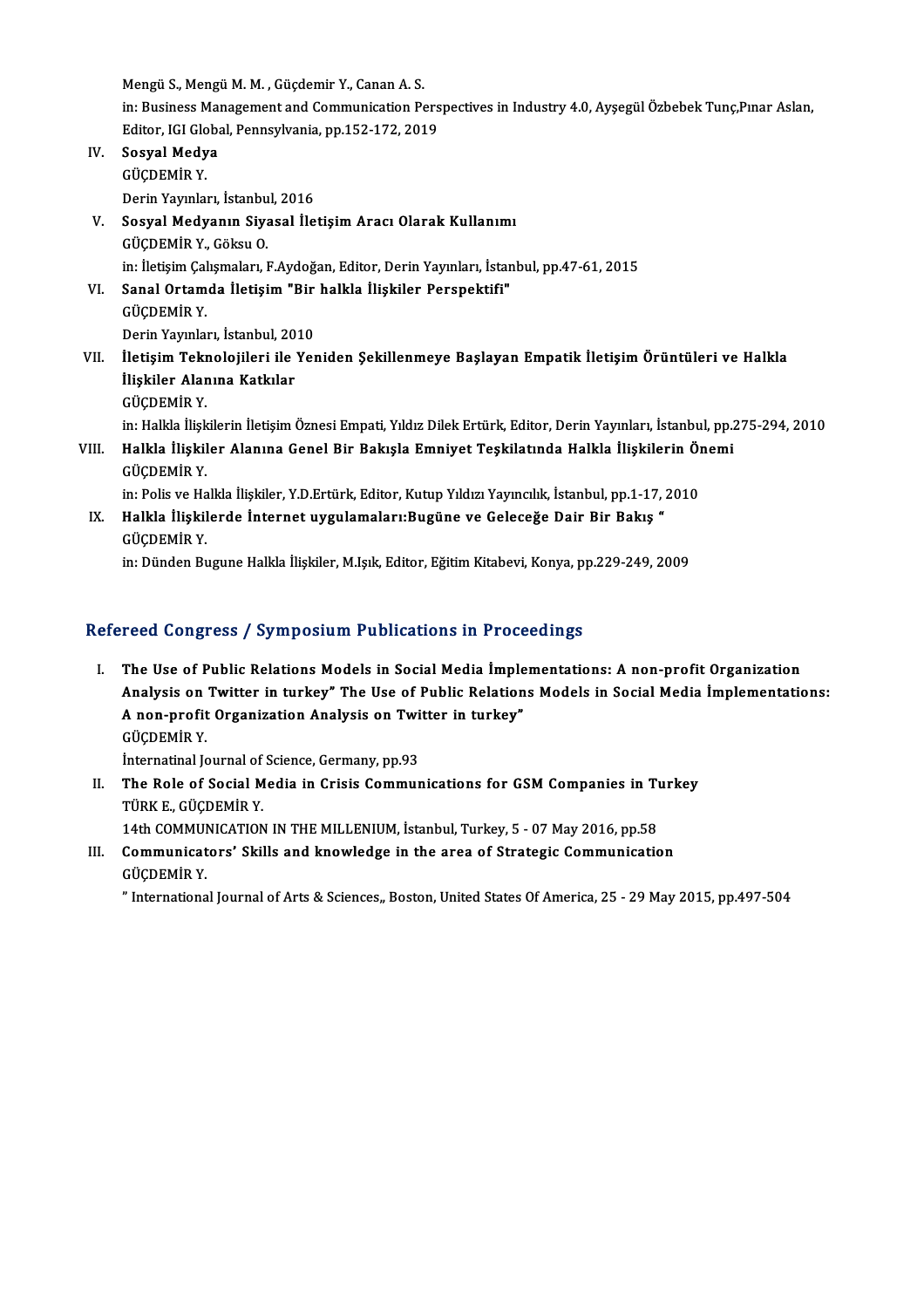Mengü S., Mengü M. M. , Güçdemir Y., Canan A. S.
in: Business Management and Communication Perspectives in Industry 4.0, Ayşegül Özbebek Tunç,Pınar Aslan, Editor, IGI Global, Pennsylvania, pp.152-172, 2019

IV. **Sosyal Medya**
GÜÇDEMİR Y.
Derin Yayınları, İstanbul, 2016

V. **Sosyal Medyanın Siyasal İletişim Aracı Olarak Kullanımı**
GÜÇDEMİR Y., Göksu O.
in: İletişim Çalışmaları, F.Aydoğan, Editor, Derin Yayınları, İstanbul, pp.47-61, 2015

VI. **Sanal Ortamda İletişim "Bir halkla İlişkiler Perspektifi"**
GÜÇDEMİR Y.
Derin Yayınları, İstanbul, 2010

VII. **İletişim Teknolojileri ile Yeniden Şekillenmeye Başlayan Empatik İletişim Örüntüleri ve Halkla İlişkiler Alanına Katkılar**
GÜÇDEMİR Y.
in: Halkla İlişkilerin İletişim Öznesi Empati, Yıldız Dilek Ertürk, Editor, Derin Yayınları, İstanbul, pp.275-294, 2010

VIII. **Halkla İlişkiler Alanına Genel Bir Bakışla Emniyet Teşkilatında Halkla İlişkilerin Önemi**
GÜÇDEMİR Y.
in: Polis ve Halkla İlişkiler, Y.D.Ertürk, Editor, Kutup Yıldızı Yayıncılık, İstanbul, pp.1-17, 2010

IX. **Halkla İlişkilerde İnternet uygulamaları:Bugüne ve Geleceğe Dair Bir Bakış "**
GÜÇDEMİR Y.
in: Dünden Bugune Halkla İlişkiler, M.Işık, Editor, Eğitim Kitabevi, Konya, pp.229-249, 2009

## Refereed Congress / Symposium Publications in Proceedings

I. **The Use of Public Relations Models in Social Media İmplementations: A non-profit Organization Analysis on Twitter in turkey" The Use of Public Relations Models in Social Media İmplementations: A non-profit Organization Analysis on Twitter in turkey"**
GÜÇDEMİR Y.
İnternatinal Journal of Science, Germany, pp.93

II. **The Role of Social Media in Crisis Communications for GSM Companies in Turkey**
TÜRK E., GÜÇDEMİR Y.
14th COMMUNICATION IN THE MILLENIUM, İstanbul, Turkey, 5 - 07 May 2016, pp.58

III. **Communicators' Skills and knowledge in the area of Strategic Communication**
GÜÇDEMİR Y.
" International Journal of Arts & Sciences,, Boston, United States Of America, 25 - 29 May 2015, pp.497-504